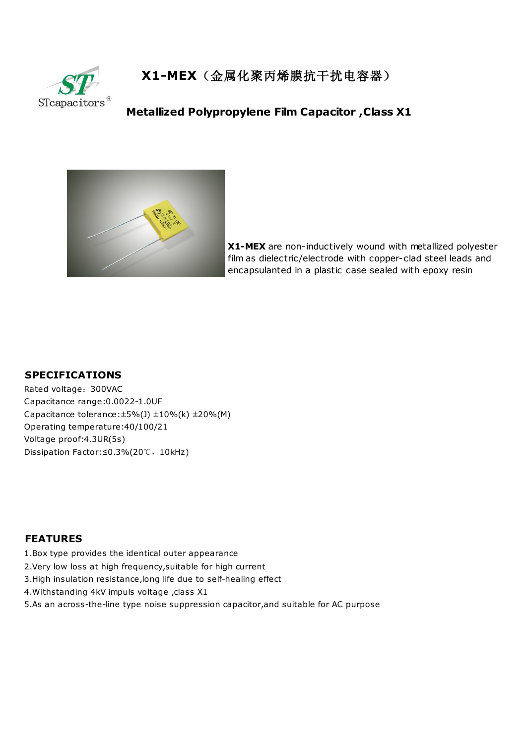# X1-MEX（金属化聚丙烯膜抗干扰电容器）

## Metallized Polypropylene Film Capacitor ,Class X1

**X1-MEX** are non-inductively wound with metallized polyester film as dielectric/electrode with copper-clad steel leads and encapsulanted in a plastic case sealed with epoxy resin

### SPECIFICATIONS

Rated voltage：300VAC
Capacitance range:0.0022-1.0UF
Capacitance tolerance:±5%(J) ±10%(k) ±20%(M)
Operating temperature:40/100/21
Voltage proof:4.3UR(5s)
Dissipation Factor:≤0.3%(20℃，10kHz)

### FEATURES

1.Box type provides the identical outer appearance
2.Very low loss at high frequency,suitable for high current
3.High insulation resistance,long life due to self-healing effect
4.Withstanding 4kV impuls voltage ,class X1
5.As an across-the-line type noise suppression capacitor,and suitable for AC purpose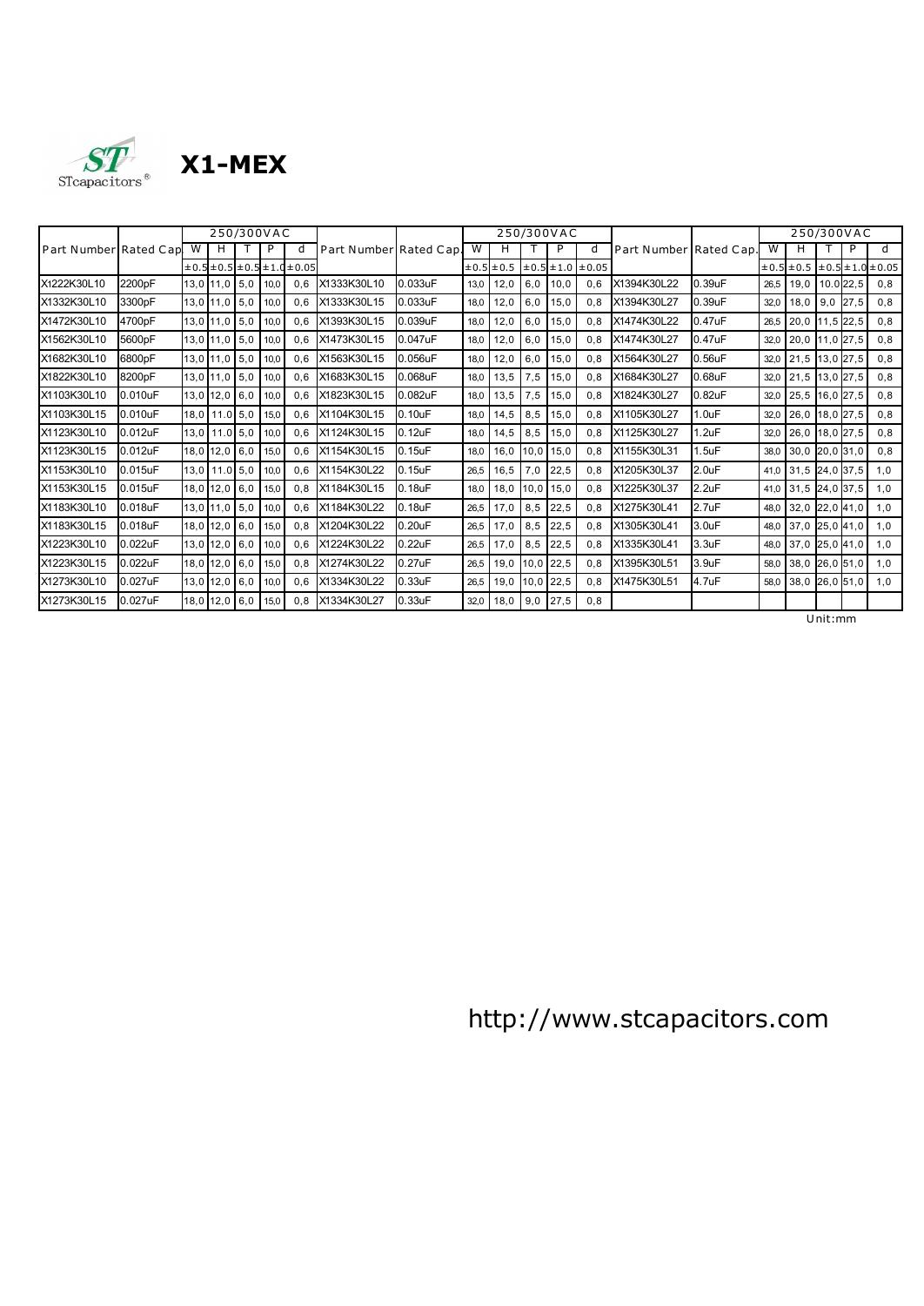# X1-MEX

| Part Number | Rated Cap | 250/300VAC | | | | | Part Number | Rated Cap. | 250/300VAC | | | | | Part Number | Rated Cap. | 250/300VAC | | | | |
|---|---|---|---|---|---|---|---|---|---|---|---|---|---|---|---|---|---|---|---|---|
| | | W | H | T | P | d | | | W | H | T | P | d | | | W | H | T | P | d |
| | | ±0.5 | ±0.5 | ±0.5 | ±1.0 | ±0.05 | | | ±0.5 | ±0.5 | ±0.5 | ±1.0 | ±0.05 | | | ±0.5 | ±0.5 | ±0.5 | ±1.0 | ±0.05 |
| X1222K30L10 | 2200pF | 13,0 | 11,0 | 5,0 | 10,0 | 0,6 | X1333K30L10 | 0.033uF | 13,0 | 12,0 | 6,0 | 10,0 | 0,6 | X1394K30L22 | 0.39uF | 26,5 | 19,0 | 10.0 | 22,5 | 0,8 |
| X1332K30L10 | 3300pF | 13,0 | 11,0 | 5,0 | 10,0 | 0,6 | X1333K30L15 | 0.033uF | 18,0 | 12,0 | 6,0 | 15,0 | 0,8 | X1394K30L27 | 0.39uF | 32,0 | 18,0 | 9,0 | 27,5 | 0,8 |
| X1472K30L10 | 4700pF | 13,0 | 11,0 | 5,0 | 10,0 | 0,6 | X1393K30L15 | 0.039uF | 18,0 | 12,0 | 6,0 | 15,0 | 0,8 | X1474K30L22 | 0.47uF | 26,5 | 20,0 | 11,5 | 22,5 | 0,8 |
| X1562K30L10 | 5600pF | 13,0 | 11,0 | 5,0 | 10,0 | 0,6 | X1473K30L15 | 0.047uF | 18,0 | 12,0 | 6,0 | 15,0 | 0,8 | X1474K30L27 | 0.47uF | 32,0 | 20,0 | 11,0 | 27,5 | 0,8 |
| X1682K30L10 | 6800pF | 13,0 | 11,0 | 5,0 | 10,0 | 0,6 | X1563K30L15 | 0.056uF | 18,0 | 12,0 | 6,0 | 15,0 | 0,8 | X1564K30L27 | 0.56uF | 32,0 | 21,5 | 13,0 | 27,5 | 0,8 |
| X1822K30L10 | 8200pF | 13,0 | 11,0 | 5,0 | 10,0 | 0,6 | X1683K30L15 | 0.068uF | 18,0 | 13,5 | 7,5 | 15,0 | 0,8 | X1684K30L27 | 0.68uF | 32,0 | 21,5 | 13,0 | 27,5 | 0,8 |
| X1103K30L10 | 0.010uF | 13,0 | 12,0 | 6,0 | 10,0 | 0,6 | X1823K30L15 | 0.082uF | 18,0 | 13,5 | 7,5 | 15,0 | 0,8 | X1824K30L27 | 0.82uF | 32,0 | 25,5 | 16,0 | 27,5 | 0,8 |
| X1103K30L15 | 0.010uF | 18,0 | 11.0 | 5,0 | 15,0 | 0,6 | X1104K30L15 | 0.10uF | 18,0 | 14,5 | 8,5 | 15,0 | 0,8 | X1105K30L27 | 1.0uF | 32,0 | 26,0 | 18,0 | 27,5 | 0,8 |
| X1123K30L10 | 0.012uF | 13,0 | 11.0 | 5,0 | 10,0 | 0,6 | X1124K30L15 | 0.12uF | 18,0 | 14,5 | 8,5 | 15,0 | 0,8 | X1125K30L27 | 1.2uF | 32,0 | 26,0 | 18,0 | 27,5 | 0,8 |
| X1123K30L15 | 0.012uF | 18,0 | 12,0 | 6,0 | 15,0 | 0,6 | X1154K30L15 | 0.15uF | 18,0 | 16,0 | 10,0 | 15,0 | 0,8 | X1155K30L31 | 1.5uF | 38,0 | 30,0 | 20,0 | 31,0 | 0,8 |
| X1153K30L10 | 0.015uF | 13,0 | 11.0 | 5,0 | 10,0 | 0,6 | X1154K30L22 | 0.15uF | 26,5 | 16,5 | 7,0 | 22,5 | 0,8 | X1205K30L37 | 2.0uF | 41,0 | 31,5 | 24,0 | 37,5 | 1,0 |
| X1153K30L15 | 0.015uF | 18,0 | 12,0 | 6,0 | 15,0 | 0,8 | X1184K30L15 | 0.18uF | 18,0 | 18,0 | 10,0 | 15,0 | 0,8 | X1225K30L37 | 2.2uF | 41,0 | 31,5 | 24,0 | 37,5 | 1,0 |
| X1183K30L10 | 0.018uF | 13,0 | 11,0 | 5,0 | 10,0 | 0,6 | X1184K30L22 | 0.18uF | 26,5 | 17,0 | 8,5 | 22,5 | 0,8 | X1275K30L41 | 2.7uF | 48,0 | 32,0 | 22,0 | 41,0 | 1,0 |
| X1183K30L15 | 0.018uF | 18,0 | 12,0 | 6,0 | 15,0 | 0,8 | X1204K30L22 | 0.20uF | 26,5 | 17,0 | 8,5 | 22,5 | 0,8 | X1305K30L41 | 3.0uF | 48,0 | 37,0 | 25,0 | 41,0 | 1,0 |
| X1223K30L10 | 0.022uF | 13,0 | 12,0 | 6,0 | 10,0 | 0,6 | X1224K30L22 | 0.22uF | 26,5 | 17,0 | 8,5 | 22,5 | 0,8 | X1335K30L41 | 3.3uF | 48,0 | 37,0 | 25,0 | 41,0 | 1,0 |
| X1223K30L15 | 0.022uF | 18,0 | 12,0 | 6,0 | 15,0 | 0,8 | X1274K30L22 | 0.27uF | 26,5 | 19,0 | 10,0 | 22,5 | 0,8 | X1395K30L51 | 3.9uF | 58,0 | 38,0 | 26,0 | 51,0 | 1,0 |
| X1273K30L10 | 0.027uF | 13,0 | 12,0 | 6,0 | 10,0 | 0,6 | X1334K30L22 | 0.33uF | 26,5 | 19,0 | 10,0 | 22,5 | 0,8 | X1475K30L51 | 4.7uF | 58,0 | 38,0 | 26,0 | 51,0 | 1,0 |
| X1273K30L15 | 0.027uF | 18,0 | 12,0 | 6,0 | 15,0 | 0,8 | X1334K30L27 | 0.33uF | 32,0 | 18,0 | 9,0 | 27,5 | 0,8 | | | | | | | |

Unit:mm

http://www.stcapacitors.com